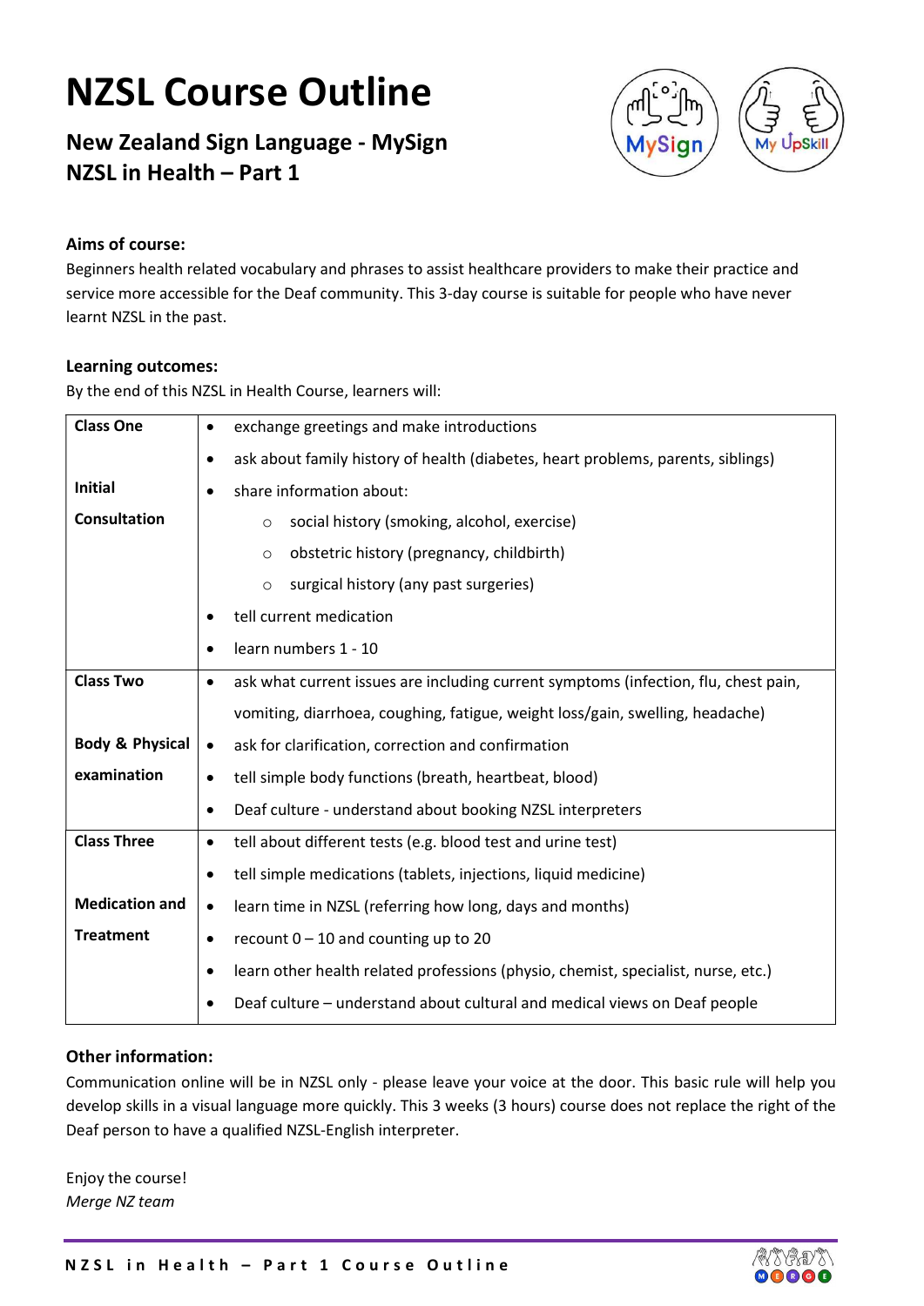# NZSL Course Outline

### New Zealand Sign Language - MySign
### NZSL in Health – Part 1

**Aims of course:**

Beginners health related vocabulary and phrases to assist healthcare providers to make their practice and service more accessible for the Deaf community. This 3-day course is suitable for people who have never learnt NZSL in the past.

**Learning outcomes:**

By the end of this NZSL in Health Course, learners will:

| | |
|---|---|
| **Class One**<br><br>**Initial Consultation** | • exchange greetings and make introductions<br>• ask about family history of health (diabetes, heart problems, parents, siblings)<br>• share information about:<br>  ○ social history (smoking, alcohol, exercise)<br>  ○ obstetric history (pregnancy, childbirth)<br>  ○ surgical history (any past surgeries)<br>• tell current medication<br>• learn numbers 1 - 10 |
| **Class Two**<br><br>**Body & Physical examination** | • ask what current issues are including current symptoms (infection, flu, chest pain, vomiting, diarrhoea, coughing, fatigue, weight loss/gain, swelling, headache)<br>• ask for clarification, correction and confirmation<br>• tell simple body functions (breath, heartbeat, blood)<br>• Deaf culture - understand about booking NZSL interpreters |
| **Class Three**<br><br>**Medication and Treatment** | • tell about different tests (e.g. blood test and urine test)<br>• tell simple medications (tablets, injections, liquid medicine)<br>• learn time in NZSL (referring how long, days and months)<br>• recount 0 – 10 and counting up to 20<br>• learn other health related professions (physio, chemist, specialist, nurse, etc.)<br>• Deaf culture – understand about cultural and medical views on Deaf people |

**Other information:**

Communication online will be in NZSL only - please leave your voice at the door. This basic rule will help you develop skills in a visual language more quickly. This 3 weeks (3 hours) course does not replace the right of the Deaf person to have a qualified NZSL-English interpreter.

Enjoy the course!
*Merge NZ team*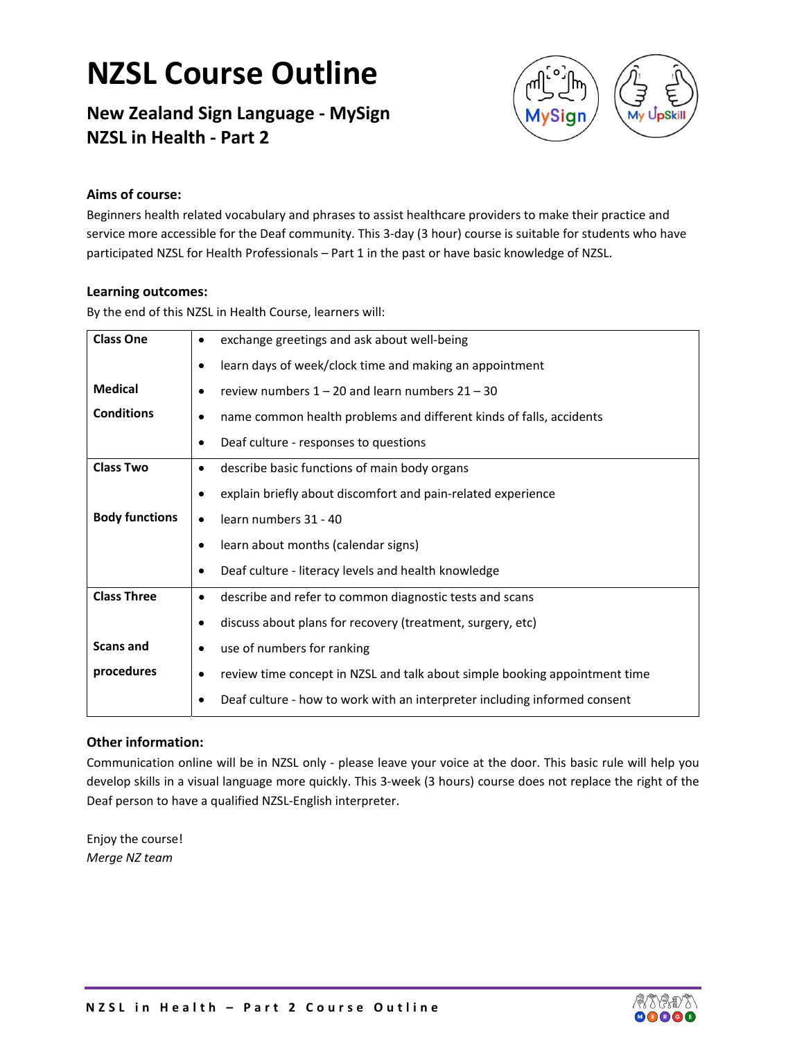# NZSL Course Outline

## New Zealand Sign Language - MySign
## NZSL in Health - Part 2

### Aims of course:

Beginners health related vocabulary and phrases to assist healthcare providers to make their practice and service more accessible for the Deaf community. This 3-day (3 hour) course is suitable for students who have participated NZSL for Health Professionals – Part 1 in the past or have basic knowledge of NZSL.

### Learning outcomes:

By the end of this NZSL in Health Course, learners will:

| | |
|---|---|
| **Class One**<br><br>**Medical Conditions** | • exchange greetings and ask about well-being<br>• learn days of week/clock time and making an appointment<br>• review numbers 1 – 20 and learn numbers 21 – 30<br>• name common health problems and different kinds of falls, accidents<br>• Deaf culture - responses to questions |
| **Class Two**<br><br>**Body functions** | • describe basic functions of main body organs<br>• explain briefly about discomfort and pain-related experience<br>• learn numbers 31 - 40<br>• learn about months (calendar signs)<br>• Deaf culture - literacy levels and health knowledge |
| **Class Three**<br><br>**Scans and procedures** | • describe and refer to common diagnostic tests and scans<br>• discuss about plans for recovery (treatment, surgery, etc)<br>• use of numbers for ranking<br>• review time concept in NZSL and talk about simple booking appointment time<br>• Deaf culture - how to work with an interpreter including informed consent |

### Other information:

Communication online will be in NZSL only - please leave your voice at the door. This basic rule will help you develop skills in a visual language more quickly. This 3-week (3 hours) course does not replace the right of the Deaf person to have a qualified NZSL-English interpreter.

Enjoy the course!
*Merge NZ team*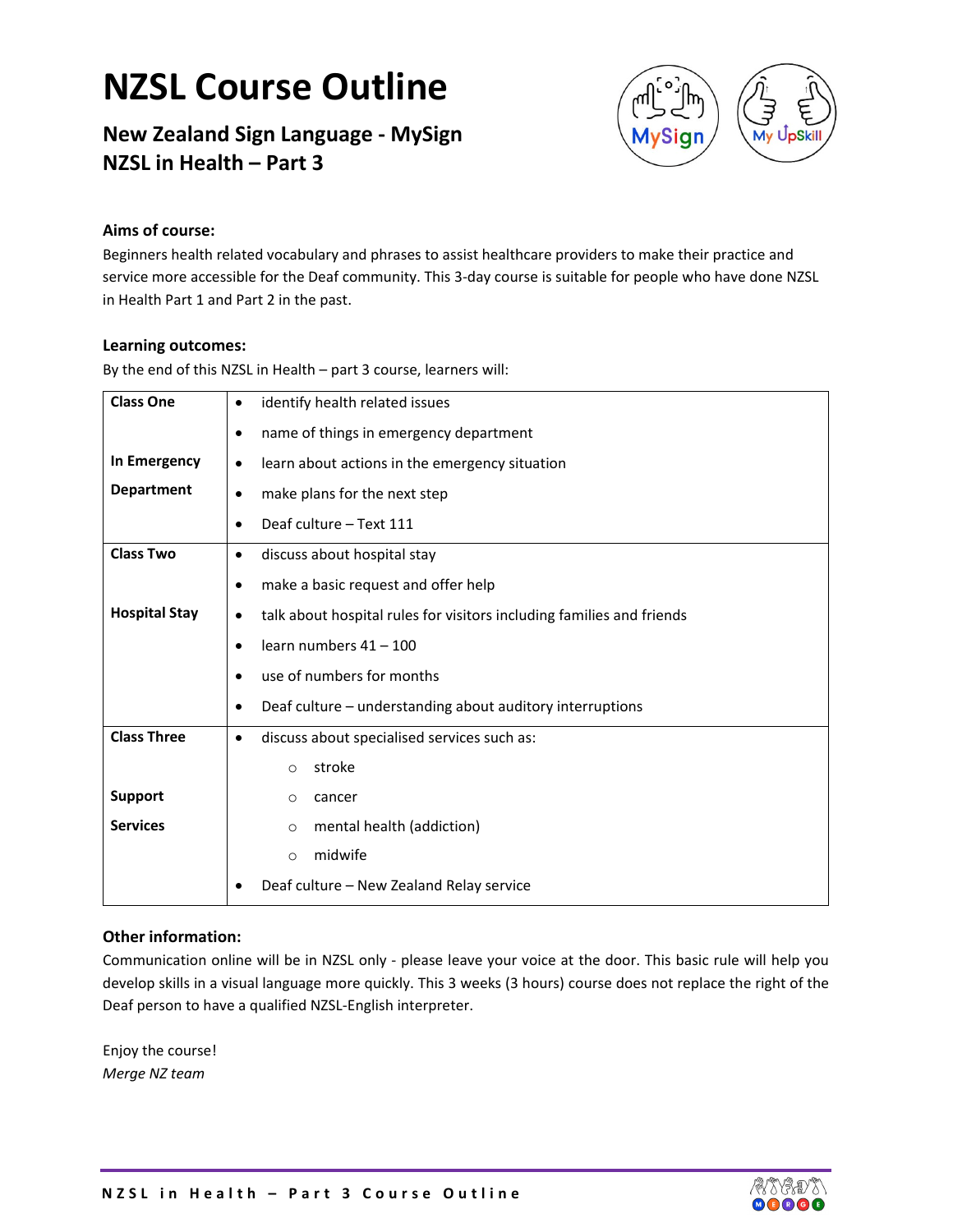# NZSL Course Outline

## New Zealand Sign Language - MySign
## NZSL in Health – Part 3

### Aims of course:

Beginners health related vocabulary and phrases to assist healthcare providers to make their practice and service more accessible for the Deaf community. This 3-day course is suitable for people who have done NZSL in Health Part 1 and Part 2 in the past.

### Learning outcomes:

By the end of this NZSL in Health – part 3 course, learners will:

| | |
|---|---|
| **Class One**<br><br>**In Emergency Department** | • identify health related issues<br>• name of things in emergency department<br>• learn about actions in the emergency situation<br>• make plans for the next step<br>• Deaf culture – Text 111 |
| **Class Two**<br><br>**Hospital Stay** | • discuss about hospital stay<br>• make a basic request and offer help<br>• talk about hospital rules for visitors including families and friends<br>• learn numbers 41 – 100<br>• use of numbers for months<br>• Deaf culture – understanding about auditory interruptions |
| **Class Three**<br><br>**Support Services** | • discuss about specialised services such as:<br>&nbsp;&nbsp;&nbsp;&nbsp;○ stroke<br>&nbsp;&nbsp;&nbsp;&nbsp;○ cancer<br>&nbsp;&nbsp;&nbsp;&nbsp;○ mental health (addiction)<br>&nbsp;&nbsp;&nbsp;&nbsp;○ midwife<br>• Deaf culture – New Zealand Relay service |

### Other information:

Communication online will be in NZSL only - please leave your voice at the door. This basic rule will help you develop skills in a visual language more quickly. This 3 weeks (3 hours) course does not replace the right of the Deaf person to have a qualified NZSL-English interpreter.

Enjoy the course!

*Merge NZ team*